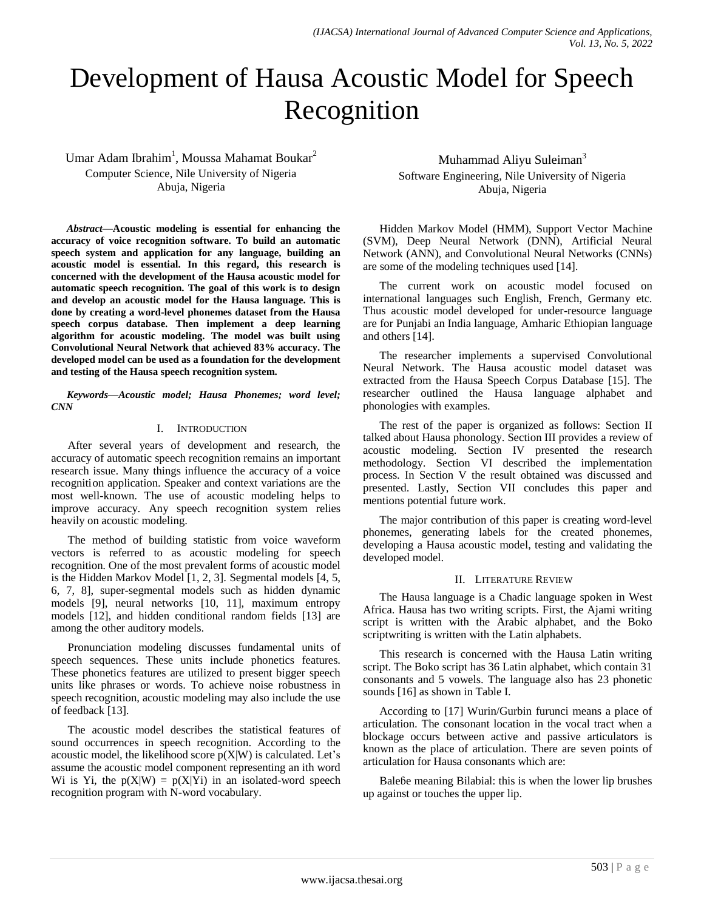# Development of Hausa Acoustic Model for Speech Recognition

Umar Adam Ibrahim[1], Moussa Mahamat Boukar[2]
Computer Science, Nile University of Nigeria
Abuja, Nigeria

Muhammad Aliyu Suleiman[3]
Software Engineering, Nile University of Nigeria
Abuja, Nigeria

***Abstract*—Acoustic modeling is essential for enhancing the accuracy of voice recognition software. To build an automatic speech system and application for any language, building an acoustic model is essential. In this regard, this research is concerned with the development of the Hausa acoustic model for automatic speech recognition. The goal of this work is to design and develop an acoustic model for the Hausa language. This is done by creating a word-level phonemes dataset from the Hausa speech corpus database. Then implement a deep learning algorithm for acoustic modeling. The model was built using Convolutional Neural Network that achieved 83% accuracy. The developed model can be used as a foundation for the development and testing of the Hausa speech recognition system.**

***Keywords*—*Acoustic model; Hausa Phonemes; word level; CNN***

## I. Introduction

After several years of development and research, the accuracy of automatic speech recognition remains an important research issue. Many things influence the accuracy of a voice recognition application. Speaker and context variations are the most well-known. The use of acoustic modeling helps to improve accuracy. Any speech recognition system relies heavily on acoustic modeling.

The method of building statistic from voice waveform vectors is referred to as acoustic modeling for speech recognition. One of the most prevalent forms of acoustic model is the Hidden Markov Model [1, 2, 3]. Segmental models [4, 5, 6, 7, 8], super-segmental models such as hidden dynamic models [9], neural networks [10, 11], maximum entropy models [12], and hidden conditional random fields [13] are among the other auditory models.

Pronunciation modeling discusses fundamental units of speech sequences. These units include phonetics features. These phonetics features are utilized to present bigger speech units like phrases or words. To achieve noise robustness in speech recognition, acoustic modeling may also include the use of feedback [13].

The acoustic model describes the statistical features of sound occurrences in speech recognition. According to the acoustic model, the likelihood score $p(X|W)$ is calculated. Let's assume the acoustic model component representing an ith word Wi is Yi, the $p(X|W) = p(X|Yi)$ in an isolated-word speech recognition program with N-word vocabulary.

Hidden Markov Model (HMM), Support Vector Machine (SVM), Deep Neural Network (DNN), Artificial Neural Network (ANN), and Convolutional Neural Networks (CNNs) are some of the modeling techniques used [14].

The current work on acoustic model focused on international languages such English, French, Germany etc. Thus acoustic model developed for under-resource language are for Punjabi an India language, Amharic Ethiopian language and others [14].

The researcher implements a supervised Convolutional Neural Network. The Hausa acoustic model dataset was extracted from the Hausa Speech Corpus Database [15]. The researcher outlined the Hausa language alphabet and phonologies with examples.

The rest of the paper is organized as follows: Section II talked about Hausa phonology. Section III provides a review of acoustic modeling. Section IV presented the research methodology. Section VI described the implementation process. In Section V the result obtained was discussed and presented. Lastly, Section VII concludes this paper and mentions potential future work.

The major contribution of this paper is creating word-level phonemes, generating labels for the created phonemes, developing a Hausa acoustic model, testing and validating the developed model.

## II. Literature Review

The Hausa language is a Chadic language spoken in West Africa. Hausa has two writing scripts. First, the Ajami writing script is written with the Arabic alphabet, and the Boko scriptwriting is written with the Latin alphabets.

This research is concerned with the Hausa Latin writing script. The Boko script has 36 Latin alphabet, which contain 31 consonants and 5 vowels. The language also has 23 phonetic sounds [16] as shown in Table I.

According to [17] Wurin/Gurbin furunci means a place of articulation. The consonant location in the vocal tract when a blockage occurs between active and passive articulators is known as the place of articulation. There are seven points of articulation for Hausa consonants which are:

Baleɓe meaning Bilabial: this is when the lower lip brushes up against or touches the upper lip.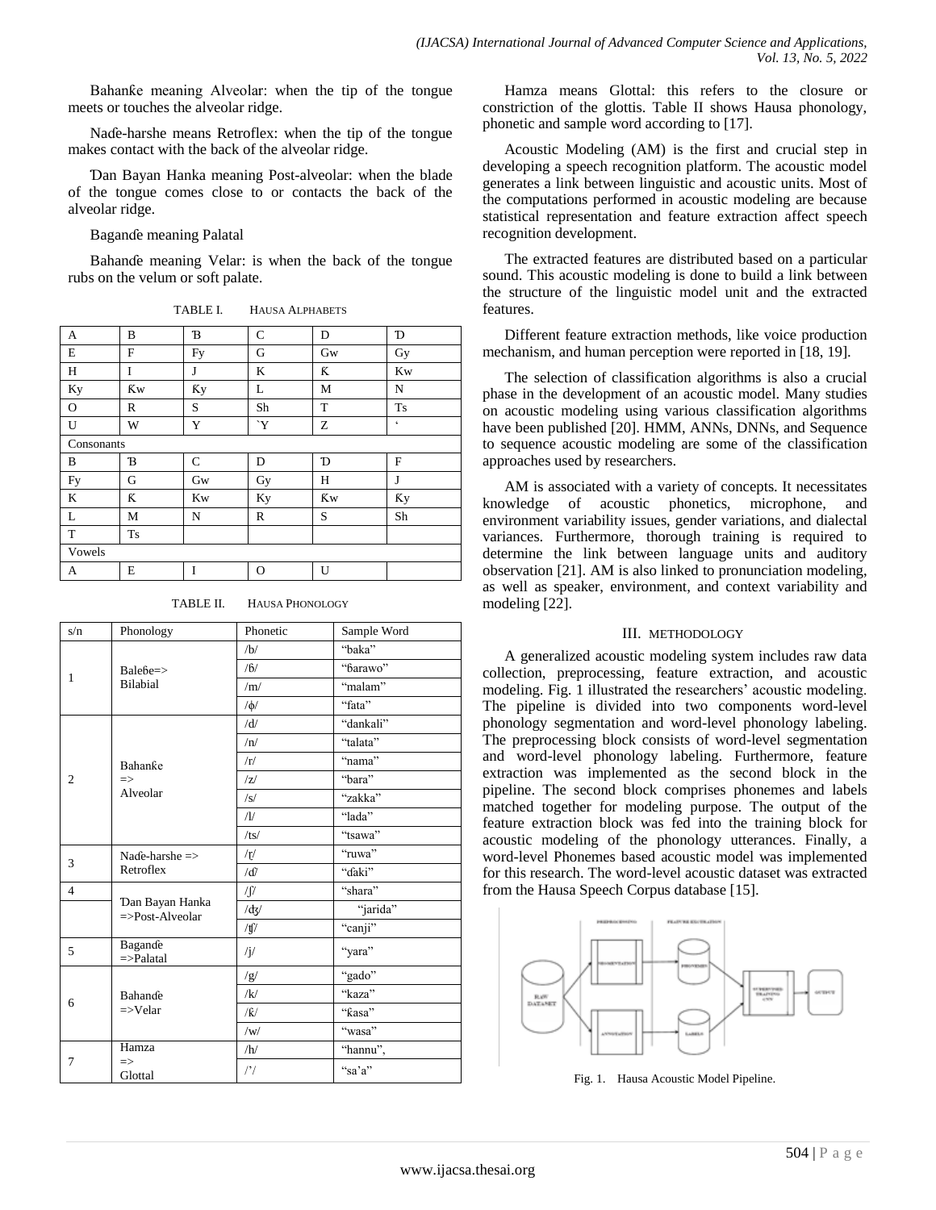Bahanƙe meaning Alveolar: when the tip of the tongue meets or touches the alveolar ridge.

Naɗe-harshe means Retroflex: when the tip of the tongue makes contact with the back of the alveolar ridge.

Ɗan Bayan Hanka meaning Post-alveolar: when the blade of the tongue comes close to or contacts the back of the alveolar ridge.

Bagandɗe meaning Palatal

Bahandɗe meaning Velar: is when the back of the tongue rubs on the velum or soft palate.

TABLE I. HAUSA ALPHABETS

| A | B | Ɓ | C | D | Ɗ |
|---|---|---|---|---|---|
| E | F | Fy | G | Gw | Gy |
| H | I | J | K | Ƙ | Kw |
| Ky | Ƙw | Ƙy | L | M | N |
| O | R | S | Sh | T | Ts |
| U | W | Y | `Y | Z | ‘ |
| Consonants | | | | | |
| B | Ɓ | C | D | Ɗ | F |
| Fy | G | Gw | Gy | H | J |
| K | Ƙ | Kw | Ky | Ƙw | Ƙy |
| L | M | N | R | S | Sh |
| T | Ts | | | | |
| Vowels | | | | | |
| A | E | I | O | U | |

TABLE II. HAUSA PHONOLOGY

| s/n | Phonology | Phonetic | Sample Word |
|---|---|---|---|
| 1 | Baleɓe=> Bilabial | /b/ | “baka” |
| | | /ɓ/ | “ɓarawo” |
| | | /m/ | “malam” |
| | | /ɸ/ | “fata” |
| 2 | Bahanƙe => Alveolar | /d/ | “dankali” |
| | | /n/ | “talata” |
| | | /r/ | “nama” |
| | | /z/ | “bara” |
| | | /s/ | “zakka” |
| | | /l/ | “lada” |
| | | /ts/ | “tsawa” |
| 3 | Naɗe-harshe => Retroflex | /ɽ/ | “ruwa” |
| | | /ɗ/ | “ɗaki” |
| 4 | Ɗan Bayan Hanka =>Post-Alveolar | /ʃ/ | “shara” |
| | | /ʤ/ | “jarida” |
| | | /ʧ/ | “canji” |
| 5 | Bagandɗe =>Palatal | /j/ | “yara” |
| 6 | Bahandɗe =>Velar | /g/ | “gado” |
| | | /k/ | “kaza” |
| | | /ƙ/ | “ƙasa” |
| | | /w/ | “wasa” |
| 7 | Hamza => Glottal | /h/ | “hannu”, |
| | | /’/ | “sa’a” |

Hamza means Glottal: this refers to the closure or constriction of the glottis. Table II shows Hausa phonology, phonetic and sample word according to [17].

Acoustic Modeling (AM) is the first and crucial step in developing a speech recognition platform. The acoustic model generates a link between linguistic and acoustic units. Most of the computations performed in acoustic modeling are because statistical representation and feature extraction affect speech recognition development.

The extracted features are distributed based on a particular sound. This acoustic modeling is done to build a link between the structure of the linguistic model unit and the extracted features.

Different feature extraction methods, like voice production mechanism, and human perception were reported in [18, 19].

The selection of classification algorithms is also a crucial phase in the development of an acoustic model. Many studies on acoustic modeling using various classification algorithms have been published [20]. HMM, ANNs, DNNs, and Sequence to sequence acoustic modeling are some of the classification approaches used by researchers.

AM is associated with a variety of concepts. It necessitates knowledge of acoustic phonetics, microphone, and environment variability issues, gender variations, and dialectal variances. Furthermore, thorough training is required to determine the link between language units and auditory observation [21]. AM is also linked to pronunciation modeling, as well as speaker, environment, and context variability and modeling [22].

## III. METHODOLOGY

A generalized acoustic modeling system includes raw data collection, preprocessing, feature extraction, and acoustic modeling. Fig. 1 illustrated the researchers’ acoustic modeling. The pipeline is divided into two components word-level phonology segmentation and word-level phonology labeling. The preprocessing block consists of word-level segmentation and word-level phonology labeling. Furthermore, feature extraction was implemented as the second block in the pipeline. The second block comprises phonemes and labels matched together for modeling purpose. The output of the feature extraction block was fed into the training block for acoustic modeling of the phonology utterances. Finally, a word-level Phonemes based acoustic model was implemented for this research. The word-level acoustic dataset was extracted from the Hausa Speech Corpus database [15].

Fig. 1. Hausa Acoustic Model Pipeline.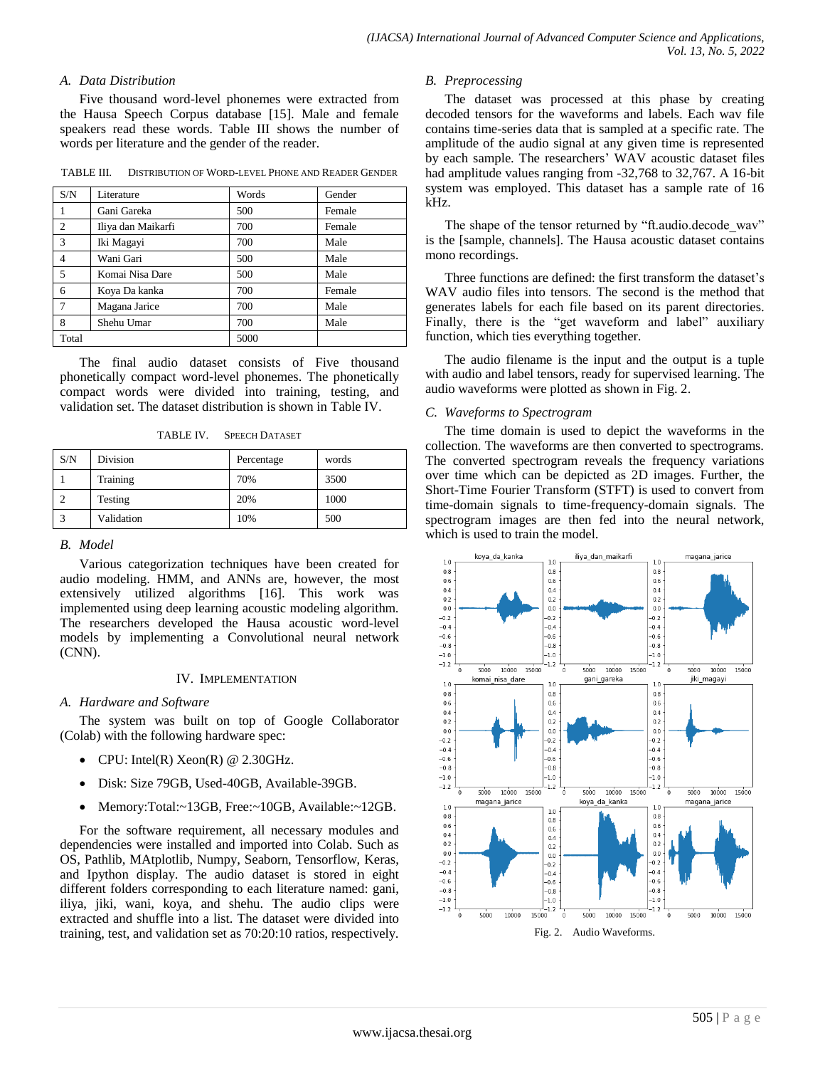### A. Data Distribution

Five thousand word-level phonemes were extracted from the Hausa Speech Corpus database [15]. Male and female speakers read these words. Table III shows the number of words per literature and the gender of the reader.

TABLE III. DISTRIBUTION OF WORD-LEVEL PHONE AND READER GENDER

| S/N | Literature | Words | Gender |
|---|---|---|---|
| 1 | Gani Gareka | 500 | Female |
| 2 | Iliya dan Maikarfi | 700 | Female |
| 3 | Iki Magayi | 700 | Male |
| 4 | Wani Gari | 500 | Male |
| 5 | Komai Nisa Dare | 500 | Male |
| 6 | Koya Da kanka | 700 | Female |
| 7 | Magana Jarice | 700 | Male |
| 8 | Shehu Umar | 700 | Male |
| Total | | 5000 | |

The final audio dataset consists of Five thousand phonetically compact word-level phonemes. The phonetically compact words were divided into training, testing, and validation set. The dataset distribution is shown in Table IV.

TABLE IV. SPEECH DATASET

| S/N | Division | Percentage | words |
|---|---|---|---|
| 1 | Training | 70% | 3500 |
| 2 | Testing | 20% | 1000 |
| 3 | Validation | 10% | 500 |

### B. Model

Various categorization techniques have been created for audio modeling. HMM, and ANNs are, however, the most extensively utilized algorithms [16]. This work was implemented using deep learning acoustic modeling algorithm. The researchers developed the Hausa acoustic word-level models by implementing a Convolutional neural network (CNN).

## IV. IMPLEMENTATION

### A. Hardware and Software

The system was built on top of Google Collaborator (Colab) with the following hardware spec:

- CPU: Intel(R) Xeon(R) @ 2.30GHz.
- Disk: Size 79GB, Used-40GB, Available-39GB.
- Memory:Total:~13GB, Free:~10GB, Available:~12GB.

For the software requirement, all necessary modules and dependencies were installed and imported into Colab. Such as OS, Pathlib, MAtplotlib, Numpy, Seaborn, Tensorflow, Keras, and Ipython display. The audio dataset is stored in eight different folders corresponding to each literature named: gani, iliya, jiki, wani, koya, and shehu. The audio clips were extracted and shuffle into a list. The dataset were divided into training, test, and validation set as 70:20:10 ratios, respectively.

### B. Preprocessing

The dataset was processed at this phase by creating decoded tensors for the waveforms and labels. Each wav file contains time-series data that is sampled at a specific rate. The amplitude of the audio signal at any given time is represented by each sample. The researchers' WAV acoustic dataset files had amplitude values ranging from -32,768 to 32,767. A 16-bit system was employed. This dataset has a sample rate of 16 kHz.

The shape of the tensor returned by "ft.audio.decode_wav" is the [sample, channels]. The Hausa acoustic dataset contains mono recordings.

Three functions are defined: the first transform the dataset's WAV audio files into tensors. The second is the method that generates labels for each file based on its parent directories. Finally, there is the "get waveform and label" auxiliary function, which ties everything together.

The audio filename is the input and the output is a tuple with audio and label tensors, ready for supervised learning. The audio waveforms were plotted as shown in Fig. 2.

### C. Waveforms to Spectrogram

The time domain is used to depict the waveforms in the collection. The waveforms are then converted to spectrograms. The converted spectrogram reveals the frequency variations over time which can be depicted as 2D images. Further, the Short-Time Fourier Transform (STFT) is used to convert from time-domain signals to time-frequency-domain signals. The spectrogram images are then fed into the neural network, which is used to train the model.

Fig. 2. Audio Waveforms.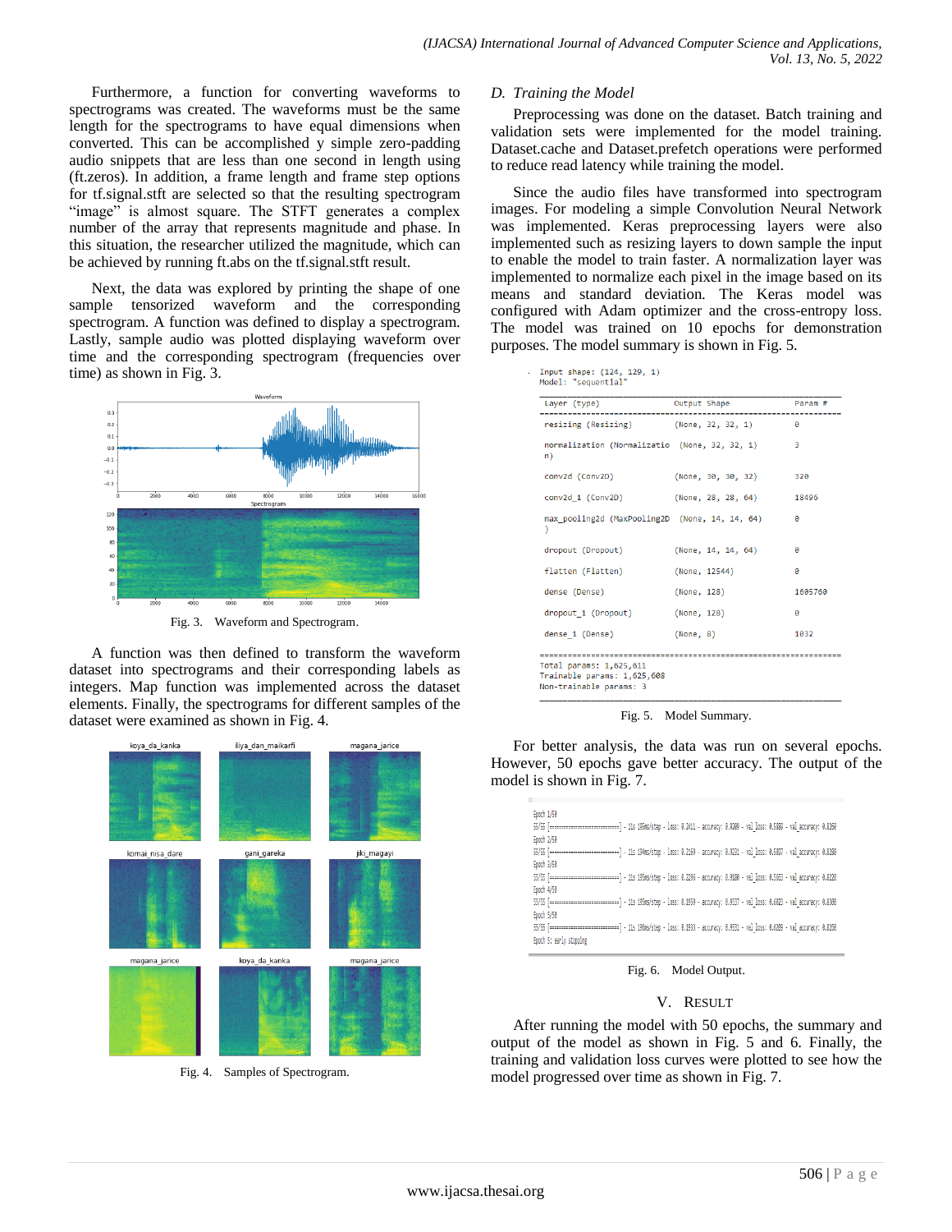Furthermore, a function for converting waveforms to spectrograms was created. The waveforms must be the same length for the spectrograms to have equal dimensions when converted. This can be accomplished y simple zero-padding audio snippets that are less than one second in length using (ft.zeros). In addition, a frame length and frame step options for tf.signal.stft are selected so that the resulting spectrogram "image" is almost square. The STFT generates a complex number of the array that represents magnitude and phase. In this situation, the researcher utilized the magnitude, which can be achieved by running ft.abs on the tf.signal.stft result.

Next, the data was explored by printing the shape of one sample tensorized waveform and the corresponding spectrogram. A function was defined to display a spectrogram. Lastly, sample audio was plotted displaying waveform over time and the corresponding spectrogram (frequencies over time) as shown in Fig. 3.

Fig. 3. Waveform and Spectrogram.

A function was then defined to transform the waveform dataset into spectrograms and their corresponding labels as integers. Map function was implemented across the dataset elements. Finally, the spectrograms for different samples of the dataset were examined as shown in Fig. 4.

Fig. 4. Samples of Spectrogram.

### D. Training the Model

Preprocessing was done on the dataset. Batch training and validation sets were implemented for the model training. Dataset.cache and Dataset.prefetch operations were performed to reduce read latency while training the model.

Since the audio files have transformed into spectrogram images. For modeling a simple Convolution Neural Network was implemented. Keras preprocessing layers were also implemented such as resizing layers to down sample the input to enable the model to train faster. A normalization layer was implemented to normalize each pixel in the image based on its means and standard deviation. The Keras model was configured with Adam optimizer and the cross-entropy loss. The model was trained on 10 epochs for demonstration purposes. The model summary is shown in Fig. 5.

```
Input shape: (124, 129, 1)
Model: "sequential"
_________________________________________________________________
Layer (type)                 Output Shape              Param #
=================================================================
resizing (Resizing)          (None, 32, 32, 1)         0

normalization (Normalizatio  (None, 32, 32, 1)         3
n)

conv2d (Conv2D)              (None, 30, 30, 32)        320

conv2d_1 (Conv2D)            (None, 28, 28, 64)        18496

max_pooling2d (MaxPooling2D  (None, 14, 14, 64)        0
)

dropout (Dropout)            (None, 14, 14, 64)        0

flatten (Flatten)            (None, 12544)             0

dense (Dense)                (None, 128)               1605760

dropout_1 (Dropout)          (None, 128)               0

dense_1 (Dense)              (None, 8)                 1032

=================================================================
Total params: 1,625,611
Trainable params: 1,625,608
Non-trainable params: 3
_________________________________________________________________
```

Fig. 5. Model Summary.

For better analysis, the data was run on several epochs. However, 50 epochs gave better accuracy. The output of the model is shown in Fig. 7.

```
Epoch 1/50
55/55 [==============================] - 11s 195ms/step - loss: 0.2411 - accuracy: 0.9200 - val_loss: 0.5880 - val_accuracy: 0.8250
Epoch 2/50
55/55 [==============================] - 11s 194ms/step - loss: 0.2169 - accuracy: 0.9231 - val_loss: 0.5807 - val_accuracy: 0.8280
Epoch 3/50
55/55 [==============================] - 11s 195ms/step - loss: 0.2296 - accuracy: 0.9180 - val_loss: 0.5663 - val_accuracy: 0.8220
Epoch 4/50
55/55 [==============================] - 11s 195ms/step - loss: 0.1959 - accuracy: 0.9337 - val_loss: 0.6023 - val_accuracy: 0.8300
Epoch 5/50
55/55 [==============================] - 11s 196ms/step - loss: 0.1933 - accuracy: 0.9331 - val_loss: 0.6209 - val_accuracy: 0.8250
Epoch 5: early stopping
```

Fig. 6. Model Output.

## V. Result

After running the model with 50 epochs, the summary and output of the model as shown in Fig. 5 and 6. Finally, the training and validation loss curves were plotted to see how the model progressed over time as shown in Fig. 7.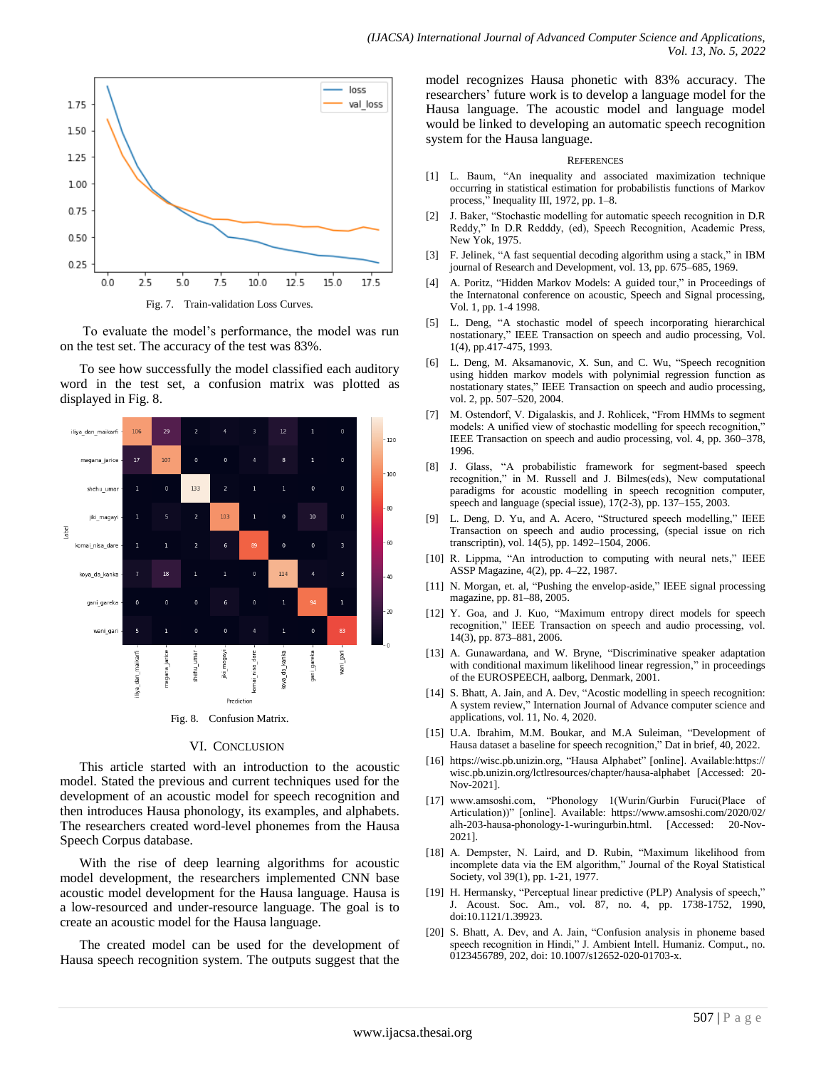Fig. 7. Train-validation Loss Curves.

To evaluate the model's performance, the model was run on the test set. The accuracy of the test was 83%.

To see how successfully the model classified each auditory word in the test set, a confusion matrix was plotted as displayed in Fig. 8.

Fig. 8. Confusion Matrix.

## VI. Conclusion

This article started with an introduction to the acoustic model. Stated the previous and current techniques used for the development of an acoustic model for speech recognition and then introduces Hausa phonology, its examples, and alphabets. The researchers created word-level phonemes from the Hausa Speech Corpus database.

With the rise of deep learning algorithms for acoustic model development, the researchers implemented CNN base acoustic model development for the Hausa language. Hausa is a low-resourced and under-resource language. The goal is to create an acoustic model for the Hausa language.

The created model can be used for the development of Hausa speech recognition system. The outputs suggest that the model recognizes Hausa phonetic with 83% accuracy. The researchers' future work is to develop a language model for the Hausa language. The acoustic model and language model would be linked to developing an automatic speech recognition system for the Hausa language.

## References

[1] L. Baum, "An inequality and associated maximization technique occurring in statistical estimation for probabilistis functions of Markov process," Inequality III, 1972, pp. 1–8.

[2] J. Baker, "Stochastic modelling for automatic speech recognition in D.R Reddy," In D.R Redddy, (ed), Speech Recognition, Academic Press, New Yok, 1975.

[3] F. Jelinek, "A fast sequential decoding algorithm using a stack," in IBM journal of Research and Development, vol. 13, pp. 675–685, 1969.

[4] A. Poritz, "Hidden Markov Models: A guided tour," in Proceedings of the Internatonal conference on acoustic, Speech and Signal processing, Vol. 1, pp. 1-4 1998.

[5] L. Deng, "A stochastic model of speech incorporating hierarchical nostationary," IEEE Transaction on speech and audio processing, Vol. 1(4), pp.417-475, 1993.

[6] L. Deng, M. Aksamanovic, X. Sun, and C. Wu, "Speech recognition using hidden markov models with polynimial regression function as nostationary states," IEEE Transaction on speech and audio processing, vol. 2, pp. 507–520, 2004.

[7] M. Ostendorf, V. Digalaskis, and J. Rohlicek, "From HMMs to segment models: A unified view of stochastic modelling for speech recognition," IEEE Transaction on speech and audio processing, vol. 4, pp. 360–378, 1996.

[8] J. Glass, "A probabilistic framework for segment-based speech recognition," in M. Russell and J. Bilmes(eds), New computational paradigms for acoustic modelling in speech recognition computer, speech and language (special issue), 17(2-3), pp. 137–155, 2003.

[9] L. Deng, D. Yu, and A. Acero, "Structured speech modelling," IEEE Transaction on speech and audio processing, (special issue on rich transcriptin), vol. 14(5), pp. 1492–1504, 2006.

[10] R. Lippma, "An introduction to computing with neural nets," IEEE ASSP Magazine, 4(2), pp. 4–22, 1987.

[11] N. Morgan, et. al, "Pushing the envelop-aside," IEEE signal processing magazine, pp. 81–88, 2005.

[12] Y. Goa, and J. Kuo, "Maximum entropy direct models for speech recognition," IEEE Transaction on speech and audio processing, vol. 14(3), pp. 873–881, 2006.

[13] A. Gunawardana, and W. Bryne, "Discriminative speaker adaptation with conditional maximum likelihood linear regression," in proceedings of the EUROSPEECH, aalborg, Denmark, 2001.

[14] S. Bhatt, A. Jain, and A. Dev, "Acostic modelling in speech recognition: A system review," Internation Journal of Advance computer science and applications, vol. 11, No. 4, 2020.

[15] U.A. Ibrahim, M.M. Boukar, and M.A Suleiman, "Development of Hausa dataset a baseline for speech recognition," Dat in brief, 40, 2022.

[16] https://wisc.pb.unizin.org, "Hausa Alphabet" [online]. Available:https://wisc.pb.unizin.org/lctlresources/chapter/hausa-alphabet [Accessed: 20-Nov-2021].

[17] www.amsoshi.com, "Phonology 1(Wurin/Gurbin Furuci(Place of Articulation))" [online]. Available: https://www.amsoshi.com/2020/02/alh-203-hausa-phonology-1-wuringurbin.html. [Accessed: 20-Nov-2021].

[18] A. Dempster, N. Laird, and D. Rubin, "Maximum likelihood from incomplete data via the EM algorithm," Journal of the Royal Statistical Society, vol 39(1), pp. 1-21, 1977.

[19] H. Hermansky, "Perceptual linear predictive (PLP) Analysis of speech," J. Acoust. Soc. Am., vol. 87, no. 4, pp. 1738-1752, 1990, doi:10.1121/1.39923.

[20] S. Bhatt, A. Dev, and A. Jain, "Confusion analysis in phoneme based speech recognition in Hindi," J. Ambient Intell. Humaniz. Comput., no. 0123456789, 202, doi: 10.1007/s12652-020-01703-x.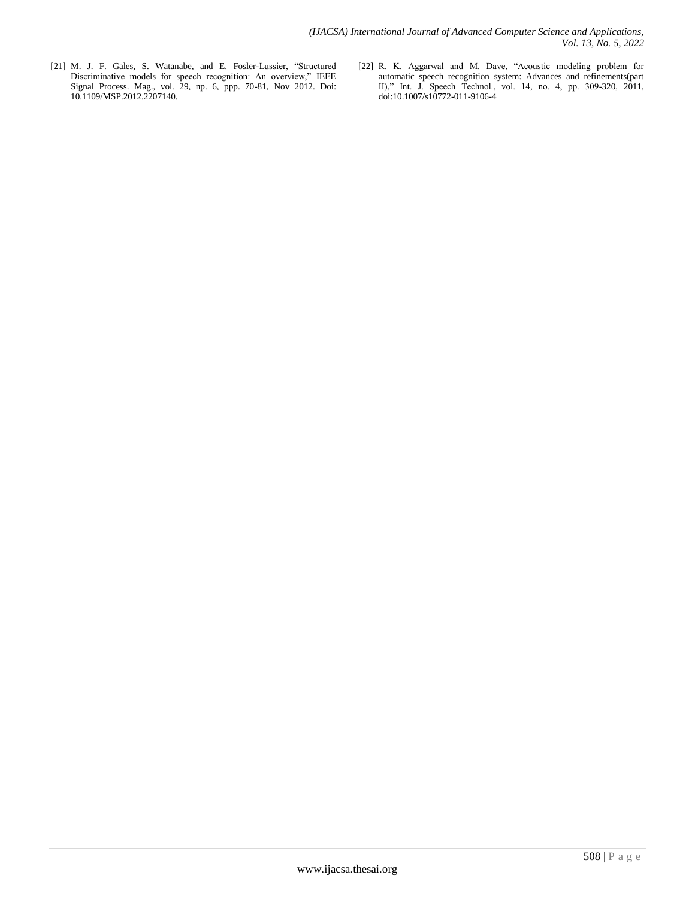[21] M. J. F. Gales, S. Watanabe, and E. Fosler-Lussier, "Structured Discriminative models for speech recognition: An overview," IEEE Signal Process. Mag., vol. 29, np. 6, ppp. 70-81, Nov 2012. Doi: 10.1109/MSP.2012.2207140.

[22] R. K. Aggarwal and M. Dave, "Acoustic modeling problem for automatic speech recognition system: Advances and refinements(part II)," Int. J. Speech Technol., vol. 14, no. 4, pp. 309-320, 2011, doi:10.1007/s10772-011-9106-4